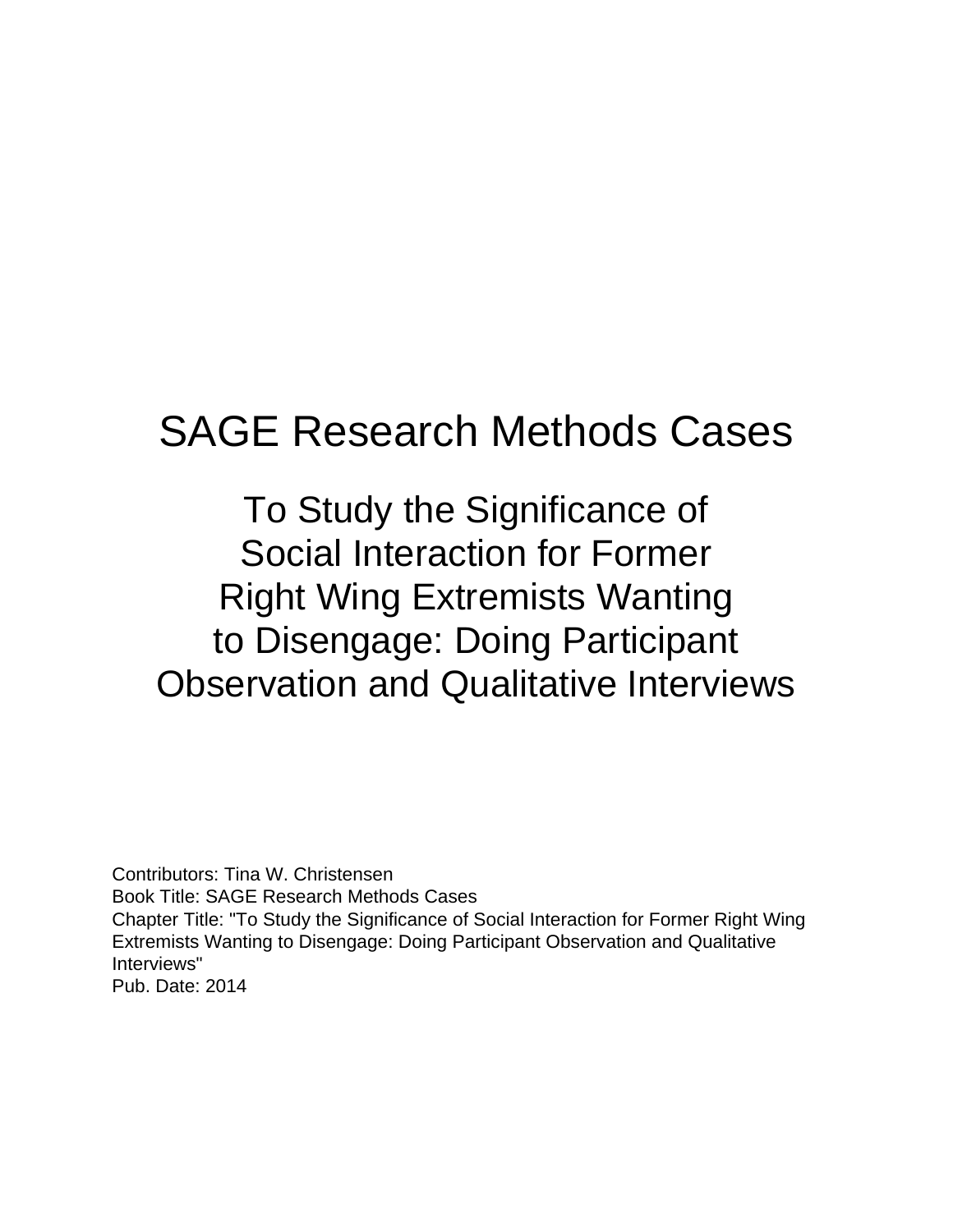# SAGE Research Methods Cases

## To Study the Significance of Social Interaction for Former Right Wing Extremists Wanting to Disengage: Doing Participant Observation and Qualitative Interviews

Contributors: Tina W. Christensen
Book Title: SAGE Research Methods Cases
Chapter Title: "To Study the Significance of Social Interaction for Former Right Wing Extremists Wanting to Disengage: Doing Participant Observation and Qualitative Interviews"
Pub. Date: 2014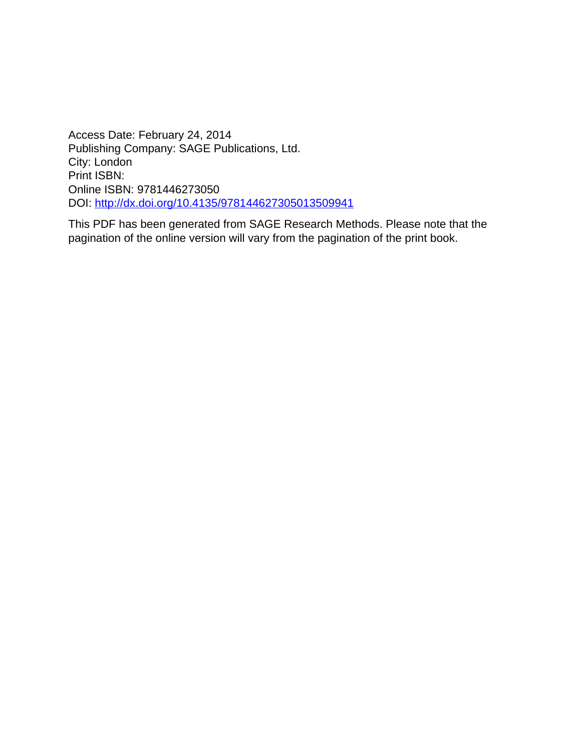Access Date: February 24, 2014
Publishing Company: SAGE Publications, Ltd.
City: London
Print ISBN:
Online ISBN: 9781446273050
DOI: http://dx.doi.org/10.4135/9781446273050013509941

This PDF has been generated from SAGE Research Methods. Please note that the pagination of the online version will vary from the pagination of the print book.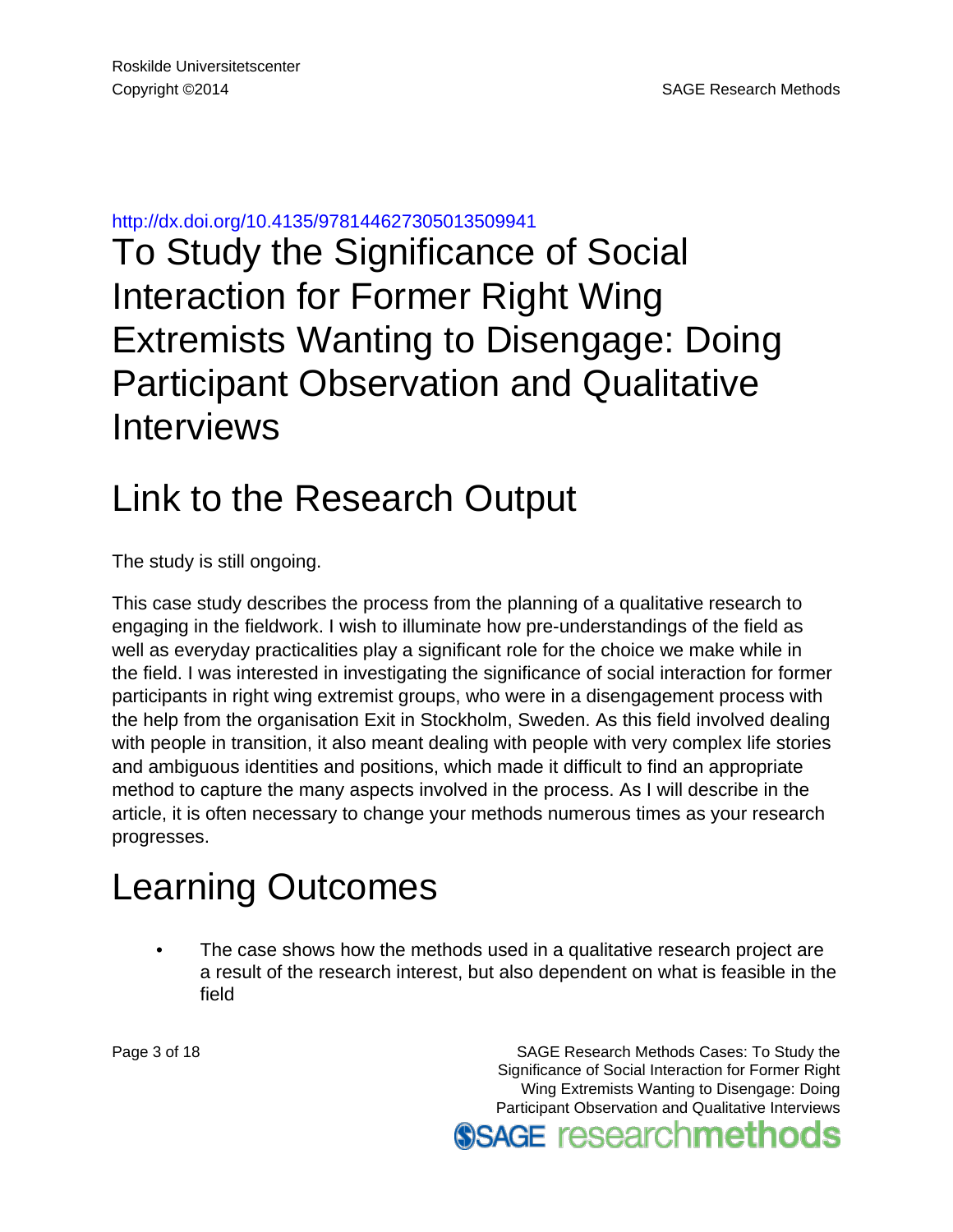http://dx.doi.org/10.4135/978144627305013509941

# To Study the Significance of Social Interaction for Former Right Wing Extremists Wanting to Disengage: Doing Participant Observation and Qualitative Interviews

## Link to the Research Output

The study is still ongoing.

This case study describes the process from the planning of a qualitative research to engaging in the fieldwork. I wish to illuminate how pre-understandings of the field as well as everyday practicalities play a significant role for the choice we make while in the field. I was interested in investigating the significance of social interaction for former participants in right wing extremist groups, who were in a disengagement process with the help from the organisation Exit in Stockholm, Sweden. As this field involved dealing with people in transition, it also meant dealing with people with very complex life stories and ambiguous identities and positions, which made it difficult to find an appropriate method to capture the many aspects involved in the process. As I will describe in the article, it is often necessary to change your methods numerous times as your research progresses.

## Learning Outcomes

- The case shows how the methods used in a qualitative research project are a result of the research interest, but also dependent on what is feasible in the field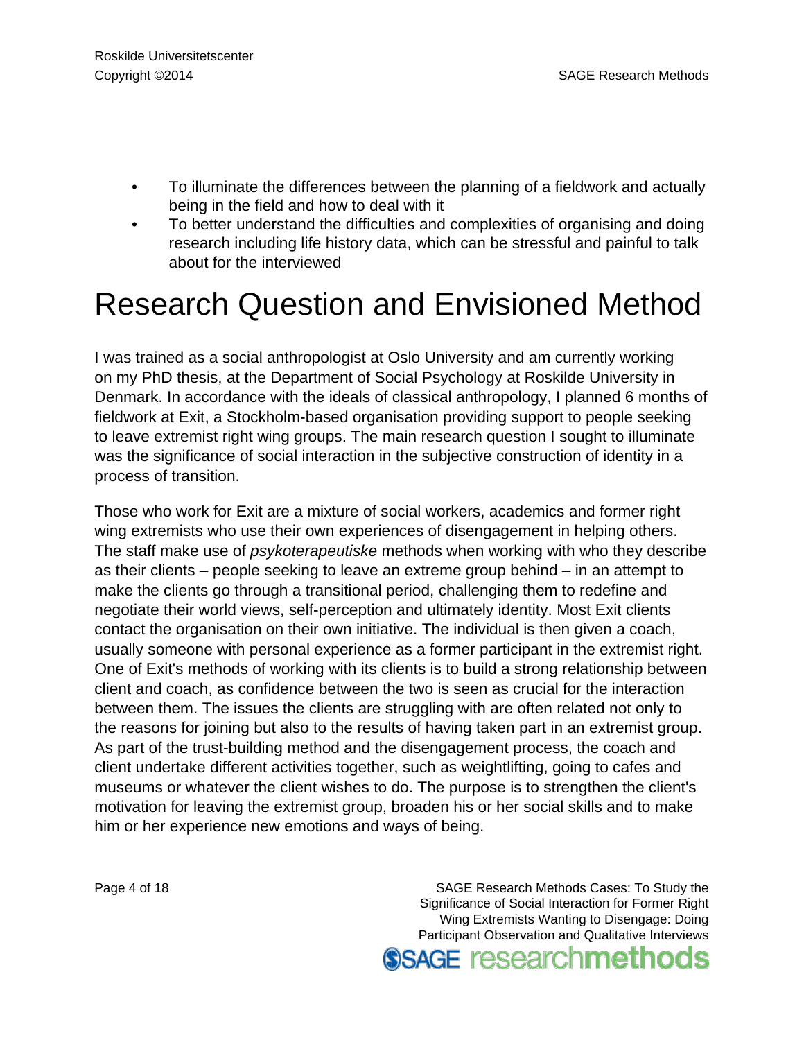- To illuminate the differences between the planning of a fieldwork and actually being in the field and how to deal with it
- To better understand the difficulties and complexities of organising and doing research including life history data, which can be stressful and painful to talk about for the interviewed

# Research Question and Envisioned Method

I was trained as a social anthropologist at Oslo University and am currently working on my PhD thesis, at the Department of Social Psychology at Roskilde University in Denmark. In accordance with the ideals of classical anthropology, I planned 6 months of fieldwork at Exit, a Stockholm-based organisation providing support to people seeking to leave extremist right wing groups. The main research question I sought to illuminate was the significance of social interaction in the subjective construction of identity in a process of transition.

Those who work for Exit are a mixture of social workers, academics and former right wing extremists who use their own experiences of disengagement in helping others. The staff make use of *psykoterapeutiske* methods when working with who they describe as their clients – people seeking to leave an extreme group behind – in an attempt to make the clients go through a transitional period, challenging them to redefine and negotiate their world views, self-perception and ultimately identity. Most Exit clients contact the organisation on their own initiative. The individual is then given a coach, usually someone with personal experience as a former participant in the extremist right. One of Exit's methods of working with its clients is to build a strong relationship between client and coach, as confidence between the two is seen as crucial for the interaction between them. The issues the clients are struggling with are often related not only to the reasons for joining but also to the results of having taken part in an extremist group. As part of the trust-building method and the disengagement process, the coach and client undertake different activities together, such as weightlifting, going to cafes and museums or whatever the client wishes to do. The purpose is to strengthen the client's motivation for leaving the extremist group, broaden his or her social skills and to make him or her experience new emotions and ways of being.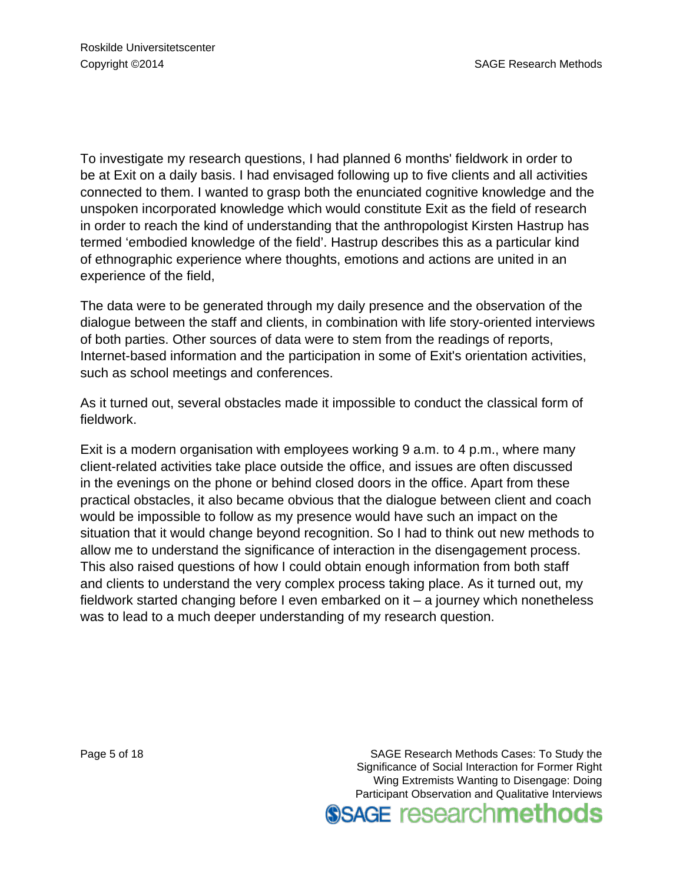To investigate my research questions, I had planned 6 months' fieldwork in order to be at Exit on a daily basis. I had envisaged following up to five clients and all activities connected to them. I wanted to grasp both the enunciated cognitive knowledge and the unspoken incorporated knowledge which would constitute Exit as the field of research in order to reach the kind of understanding that the anthropologist Kirsten Hastrup has termed 'embodied knowledge of the field'. Hastrup describes this as a particular kind of ethnographic experience where thoughts, emotions and actions are united in an experience of the field,

The data were to be generated through my daily presence and the observation of the dialogue between the staff and clients, in combination with life story-oriented interviews of both parties. Other sources of data were to stem from the readings of reports, Internet-based information and the participation in some of Exit's orientation activities, such as school meetings and conferences.

As it turned out, several obstacles made it impossible to conduct the classical form of fieldwork.

Exit is a modern organisation with employees working 9 a.m. to 4 p.m., where many client-related activities take place outside the office, and issues are often discussed in the evenings on the phone or behind closed doors in the office. Apart from these practical obstacles, it also became obvious that the dialogue between client and coach would be impossible to follow as my presence would have such an impact on the situation that it would change beyond recognition. So I had to think out new methods to allow me to understand the significance of interaction in the disengagement process. This also raised questions of how I could obtain enough information from both staff and clients to understand the very complex process taking place. As it turned out, my fieldwork started changing before I even embarked on it – a journey which nonetheless was to lead to a much deeper understanding of my research question.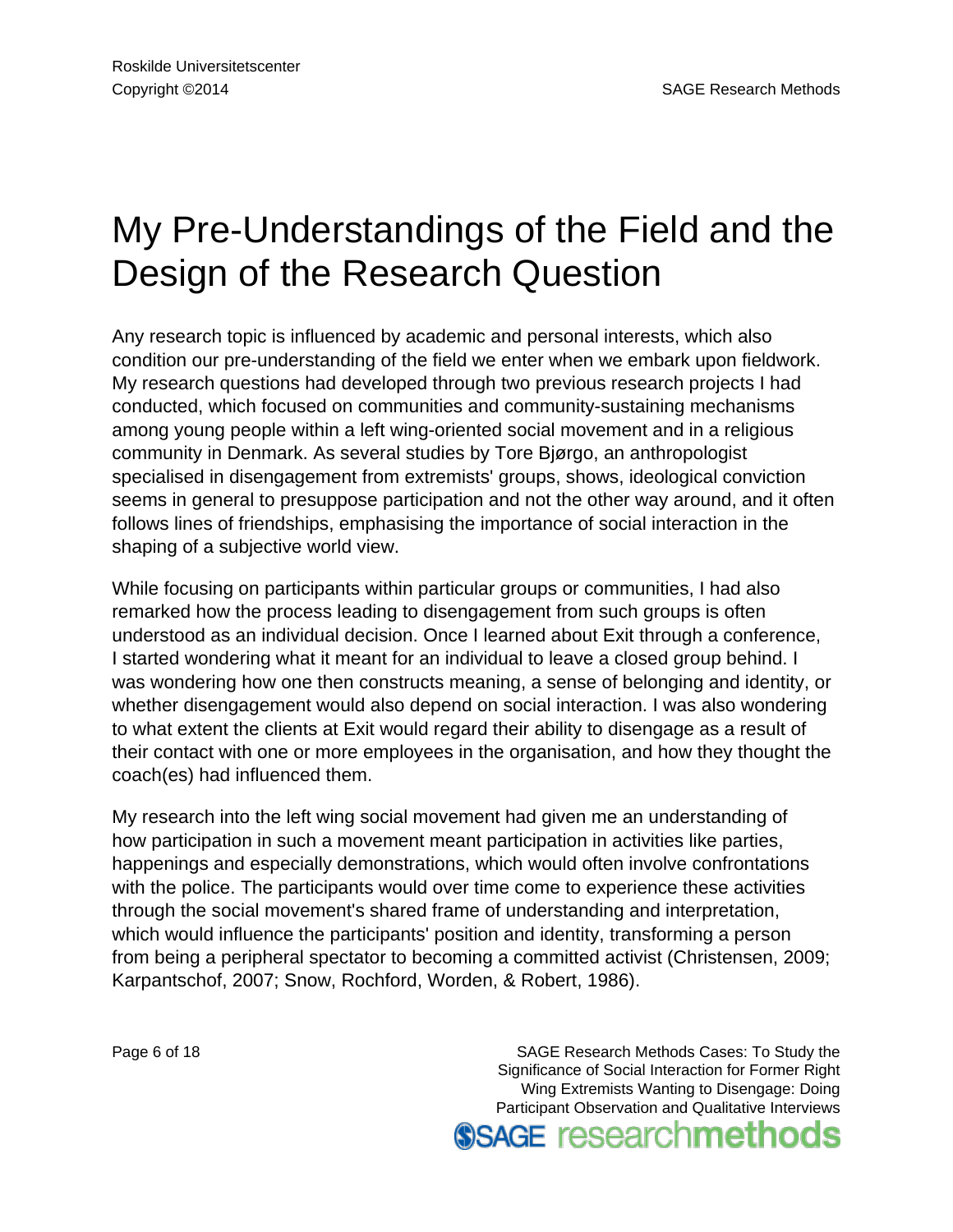# My Pre-Understandings of the Field and the Design of the Research Question

Any research topic is influenced by academic and personal interests, which also condition our pre-understanding of the field we enter when we embark upon fieldwork. My research questions had developed through two previous research projects I had conducted, which focused on communities and community-sustaining mechanisms among young people within a left wing-oriented social movement and in a religious community in Denmark. As several studies by Tore Bjørgo, an anthropologist specialised in disengagement from extremists' groups, shows, ideological conviction seems in general to presuppose participation and not the other way around, and it often follows lines of friendships, emphasising the importance of social interaction in the shaping of a subjective world view.

While focusing on participants within particular groups or communities, I had also remarked how the process leading to disengagement from such groups is often understood as an individual decision. Once I learned about Exit through a conference, I started wondering what it meant for an individual to leave a closed group behind. I was wondering how one then constructs meaning, a sense of belonging and identity, or whether disengagement would also depend on social interaction. I was also wondering to what extent the clients at Exit would regard their ability to disengage as a result of their contact with one or more employees in the organisation, and how they thought the coach(es) had influenced them.

My research into the left wing social movement had given me an understanding of how participation in such a movement meant participation in activities like parties, happenings and especially demonstrations, which would often involve confrontations with the police. The participants would over time come to experience these activities through the social movement's shared frame of understanding and interpretation, which would influence the participants' position and identity, transforming a person from being a peripheral spectator to becoming a committed activist (Christensen, 2009; Karpantschof, 2007; Snow, Rochford, Worden, & Robert, 1986).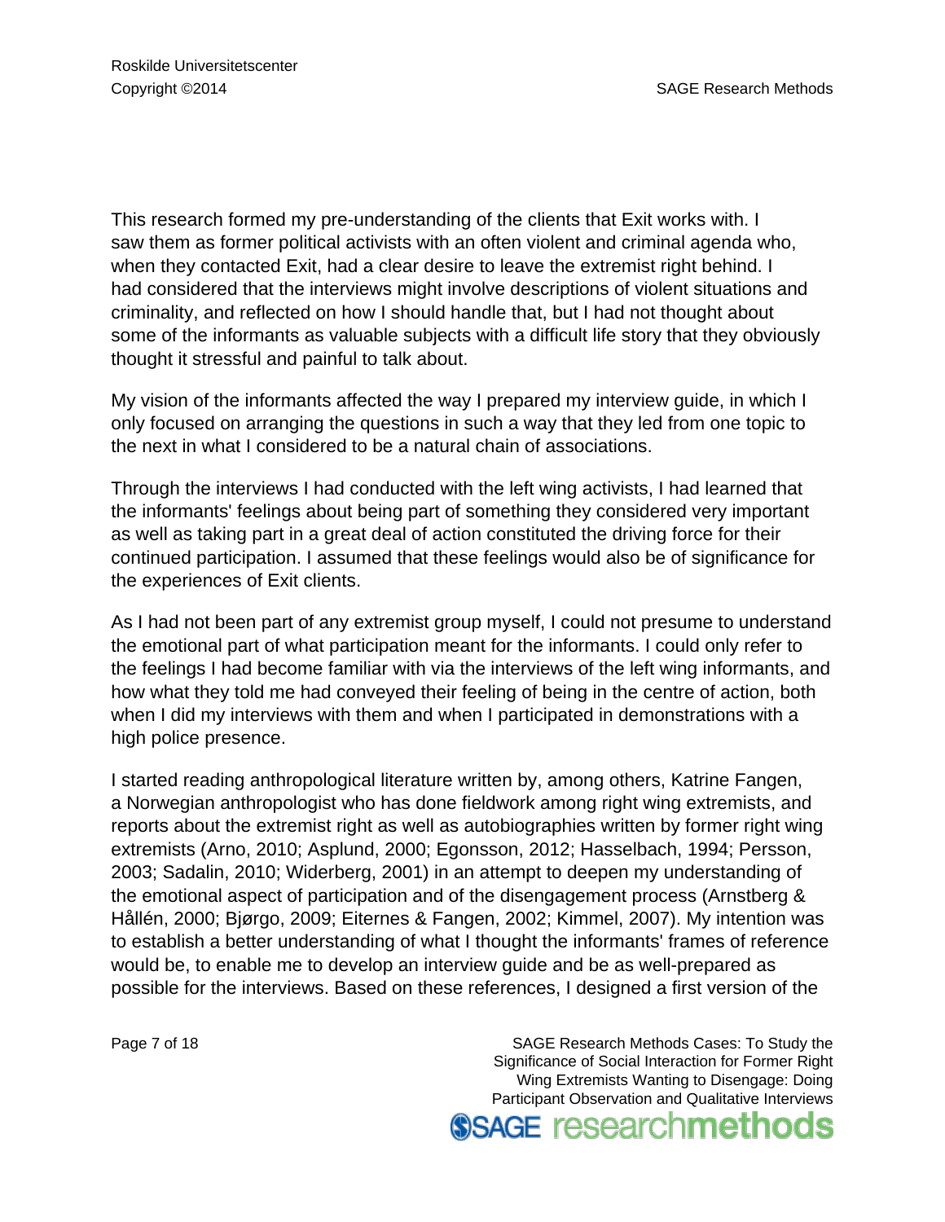This research formed my pre-understanding of the clients that Exit works with. I saw them as former political activists with an often violent and criminal agenda who, when they contacted Exit, had a clear desire to leave the extremist right behind. I had considered that the interviews might involve descriptions of violent situations and criminality, and reflected on how I should handle that, but I had not thought about some of the informants as valuable subjects with a difficult life story that they obviously thought it stressful and painful to talk about.

My vision of the informants affected the way I prepared my interview guide, in which I only focused on arranging the questions in such a way that they led from one topic to the next in what I considered to be a natural chain of associations.

Through the interviews I had conducted with the left wing activists, I had learned that the informants' feelings about being part of something they considered very important as well as taking part in a great deal of action constituted the driving force for their continued participation. I assumed that these feelings would also be of significance for the experiences of Exit clients.

As I had not been part of any extremist group myself, I could not presume to understand the emotional part of what participation meant for the informants. I could only refer to the feelings I had become familiar with via the interviews of the left wing informants, and how what they told me had conveyed their feeling of being in the centre of action, both when I did my interviews with them and when I participated in demonstrations with a high police presence.

I started reading anthropological literature written by, among others, Katrine Fangen, a Norwegian anthropologist who has done fieldwork among right wing extremists, and reports about the extremist right as well as autobiographies written by former right wing extremists (Arno, 2010; Asplund, 2000; Egonsson, 2012; Hasselbach, 1994; Persson, 2003; Sadalin, 2010; Widerberg, 2001) in an attempt to deepen my understanding of the emotional aspect of participation and of the disengagement process (Arnstberg & Hållén, 2000; Bjørgo, 2009; Eiternes & Fangen, 2002; Kimmel, 2007). My intention was to establish a better understanding of what I thought the informants' frames of reference would be, to enable me to develop an interview guide and be as well-prepared as possible for the interviews. Based on these references, I designed a first version of the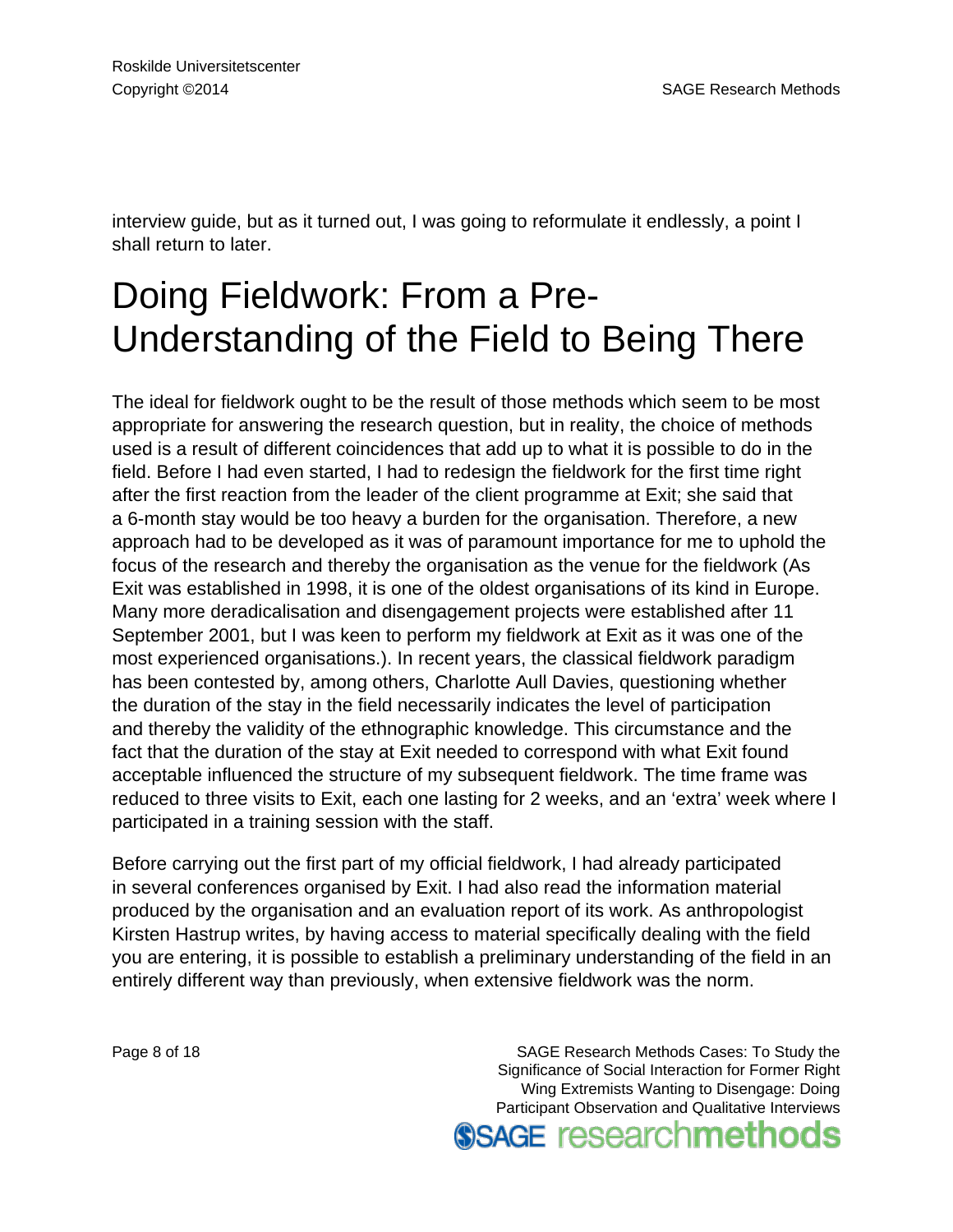interview guide, but as it turned out, I was going to reformulate it endlessly, a point I shall return to later.

# Doing Fieldwork: From a Pre-Understanding of the Field to Being There

The ideal for fieldwork ought to be the result of those methods which seem to be most appropriate for answering the research question, but in reality, the choice of methods used is a result of different coincidences that add up to what it is possible to do in the field. Before I had even started, I had to redesign the fieldwork for the first time right after the first reaction from the leader of the client programme at Exit; she said that a 6-month stay would be too heavy a burden for the organisation. Therefore, a new approach had to be developed as it was of paramount importance for me to uphold the focus of the research and thereby the organisation as the venue for the fieldwork (As Exit was established in 1998, it is one of the oldest organisations of its kind in Europe. Many more deradicalisation and disengagement projects were established after 11 September 2001, but I was keen to perform my fieldwork at Exit as it was one of the most experienced organisations.). In recent years, the classical fieldwork paradigm has been contested by, among others, Charlotte Aull Davies, questioning whether the duration of the stay in the field necessarily indicates the level of participation and thereby the validity of the ethnographic knowledge. This circumstance and the fact that the duration of the stay at Exit needed to correspond with what Exit found acceptable influenced the structure of my subsequent fieldwork. The time frame was reduced to three visits to Exit, each one lasting for 2 weeks, and an 'extra' week where I participated in a training session with the staff.

Before carrying out the first part of my official fieldwork, I had already participated in several conferences organised by Exit. I had also read the information material produced by the organisation and an evaluation report of its work. As anthropologist Kirsten Hastrup writes, by having access to material specifically dealing with the field you are entering, it is possible to establish a preliminary understanding of the field in an entirely different way than previously, when extensive fieldwork was the norm.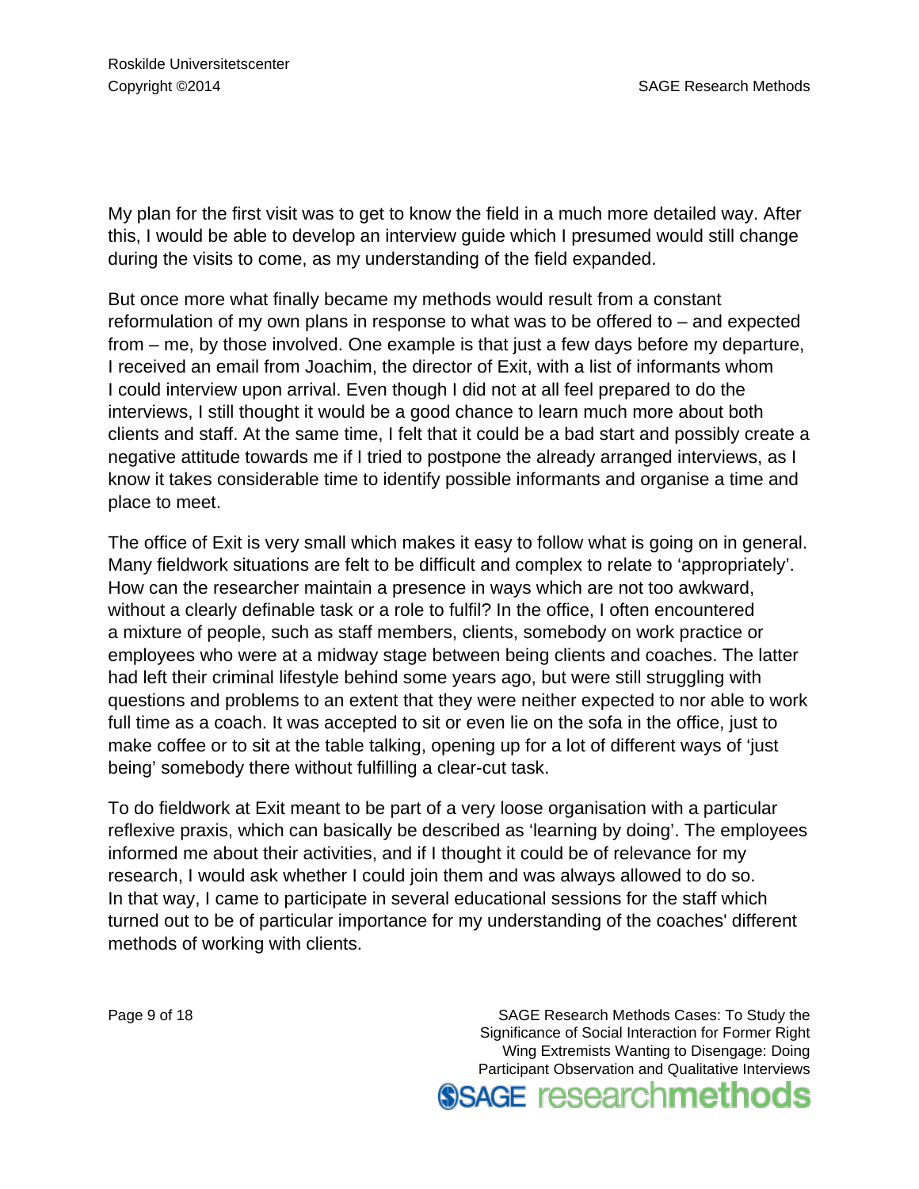My plan for the first visit was to get to know the field in a much more detailed way. After this, I would be able to develop an interview guide which I presumed would still change during the visits to come, as my understanding of the field expanded.

But once more what finally became my methods would result from a constant reformulation of my own plans in response to what was to be offered to – and expected from – me, by those involved. One example is that just a few days before my departure, I received an email from Joachim, the director of Exit, with a list of informants whom I could interview upon arrival. Even though I did not at all feel prepared to do the interviews, I still thought it would be a good chance to learn much more about both clients and staff. At the same time, I felt that it could be a bad start and possibly create a negative attitude towards me if I tried to postpone the already arranged interviews, as I know it takes considerable time to identify possible informants and organise a time and place to meet.

The office of Exit is very small which makes it easy to follow what is going on in general. Many fieldwork situations are felt to be difficult and complex to relate to 'appropriately'. How can the researcher maintain a presence in ways which are not too awkward, without a clearly definable task or a role to fulfil? In the office, I often encountered a mixture of people, such as staff members, clients, somebody on work practice or employees who were at a midway stage between being clients and coaches. The latter had left their criminal lifestyle behind some years ago, but were still struggling with questions and problems to an extent that they were neither expected to nor able to work full time as a coach. It was accepted to sit or even lie on the sofa in the office, just to make coffee or to sit at the table talking, opening up for a lot of different ways of 'just being' somebody there without fulfilling a clear-cut task.

To do fieldwork at Exit meant to be part of a very loose organisation with a particular reflexive praxis, which can basically be described as 'learning by doing'. The employees informed me about their activities, and if I thought it could be of relevance for my research, I would ask whether I could join them and was always allowed to do so. In that way, I came to participate in several educational sessions for the staff which turned out to be of particular importance for my understanding of the coaches' different methods of working with clients.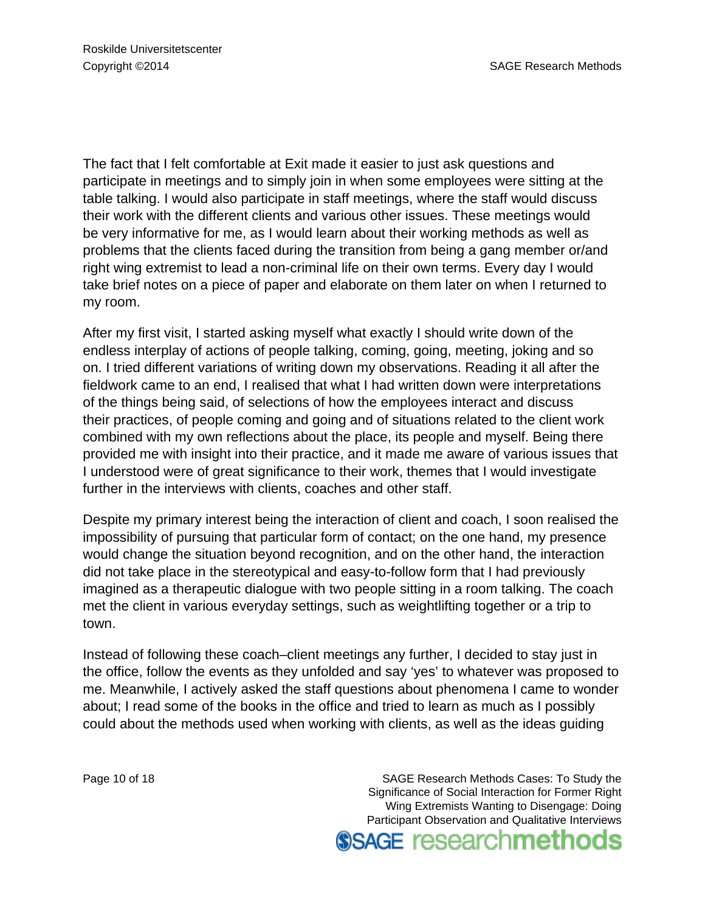The fact that I felt comfortable at Exit made it easier to just ask questions and participate in meetings and to simply join in when some employees were sitting at the table talking. I would also participate in staff meetings, where the staff would discuss their work with the different clients and various other issues. These meetings would be very informative for me, as I would learn about their working methods as well as problems that the clients faced during the transition from being a gang member or/and right wing extremist to lead a non-criminal life on their own terms. Every day I would take brief notes on a piece of paper and elaborate on them later on when I returned to my room.

After my first visit, I started asking myself what exactly I should write down of the endless interplay of actions of people talking, coming, going, meeting, joking and so on. I tried different variations of writing down my observations. Reading it all after the fieldwork came to an end, I realised that what I had written down were interpretations of the things being said, of selections of how the employees interact and discuss their practices, of people coming and going and of situations related to the client work combined with my own reflections about the place, its people and myself. Being there provided me with insight into their practice, and it made me aware of various issues that I understood were of great significance to their work, themes that I would investigate further in the interviews with clients, coaches and other staff.

Despite my primary interest being the interaction of client and coach, I soon realised the impossibility of pursuing that particular form of contact; on the one hand, my presence would change the situation beyond recognition, and on the other hand, the interaction did not take place in the stereotypical and easy-to-follow form that I had previously imagined as a therapeutic dialogue with two people sitting in a room talking. The coach met the client in various everyday settings, such as weightlifting together or a trip to town.

Instead of following these coach–client meetings any further, I decided to stay just in the office, follow the events as they unfolded and say 'yes' to whatever was proposed to me. Meanwhile, I actively asked the staff questions about phenomena I came to wonder about; I read some of the books in the office and tried to learn as much as I possibly could about the methods used when working with clients, as well as the ideas guiding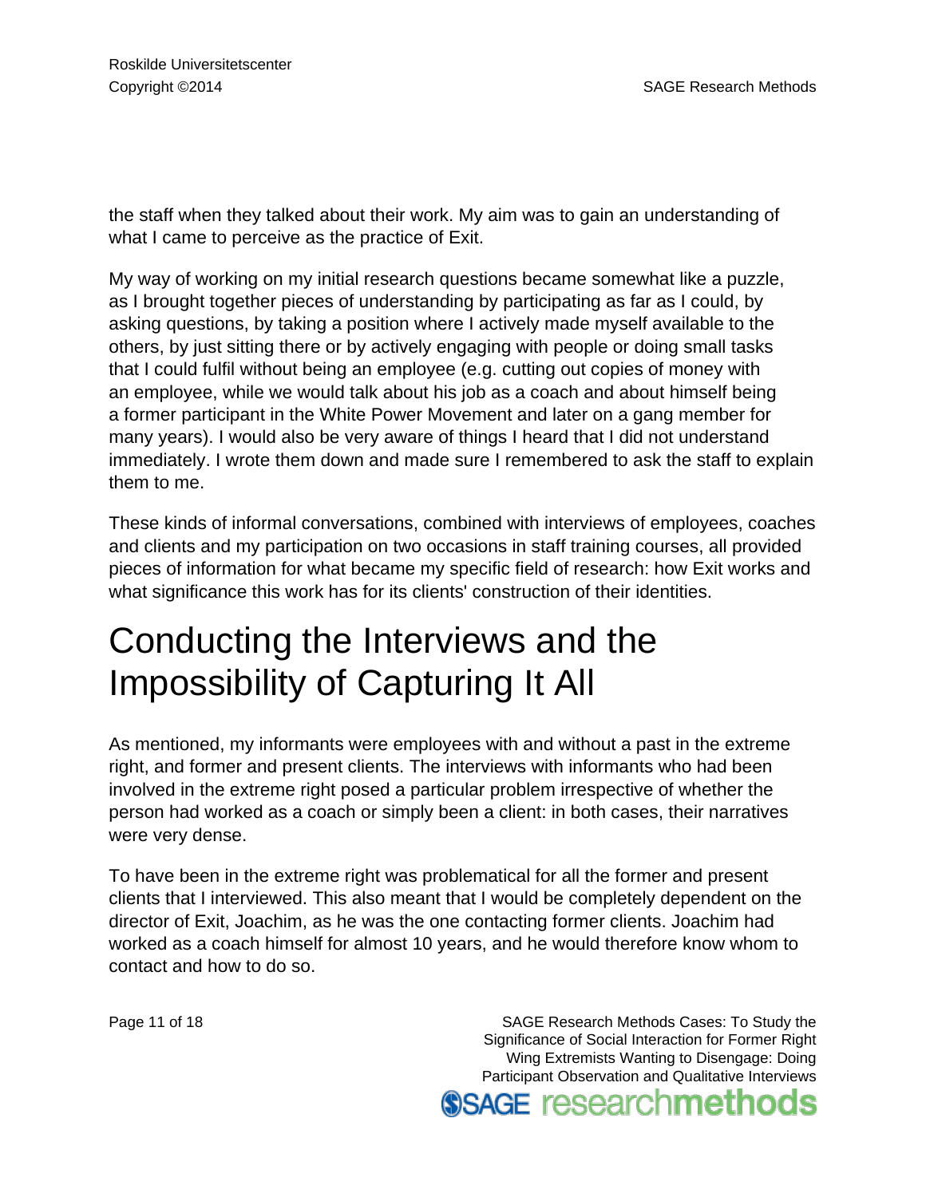the staff when they talked about their work. My aim was to gain an understanding of what I came to perceive as the practice of Exit.

My way of working on my initial research questions became somewhat like a puzzle, as I brought together pieces of understanding by participating as far as I could, by asking questions, by taking a position where I actively made myself available to the others, by just sitting there or by actively engaging with people or doing small tasks that I could fulfil without being an employee (e.g. cutting out copies of money with an employee, while we would talk about his job as a coach and about himself being a former participant in the White Power Movement and later on a gang member for many years). I would also be very aware of things I heard that I did not understand immediately. I wrote them down and made sure I remembered to ask the staff to explain them to me.

These kinds of informal conversations, combined with interviews of employees, coaches and clients and my participation on two occasions in staff training courses, all provided pieces of information for what became my specific field of research: how Exit works and what significance this work has for its clients' construction of their identities.

# Conducting the Interviews and the Impossibility of Capturing It All

As mentioned, my informants were employees with and without a past in the extreme right, and former and present clients. The interviews with informants who had been involved in the extreme right posed a particular problem irrespective of whether the person had worked as a coach or simply been a client: in both cases, their narratives were very dense.

To have been in the extreme right was problematical for all the former and present clients that I interviewed. This also meant that I would be completely dependent on the director of Exit, Joachim, as he was the one contacting former clients. Joachim had worked as a coach himself for almost 10 years, and he would therefore know whom to contact and how to do so.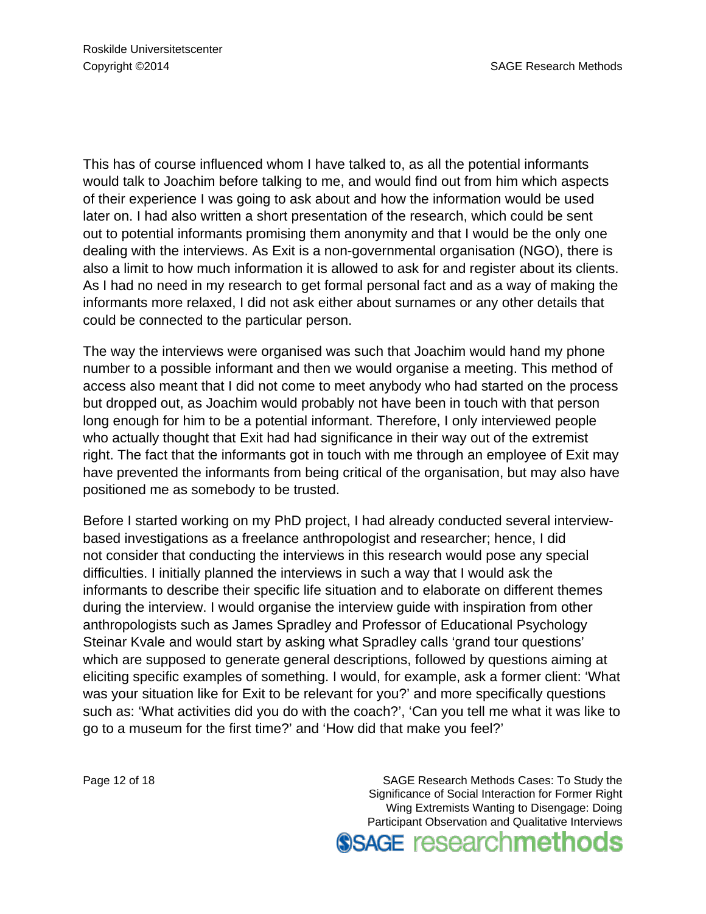This has of course influenced whom I have talked to, as all the potential informants would talk to Joachim before talking to me, and would find out from him which aspects of their experience I was going to ask about and how the information would be used later on. I had also written a short presentation of the research, which could be sent out to potential informants promising them anonymity and that I would be the only one dealing with the interviews. As Exit is a non-governmental organisation (NGO), there is also a limit to how much information it is allowed to ask for and register about its clients. As I had no need in my research to get formal personal fact and as a way of making the informants more relaxed, I did not ask either about surnames or any other details that could be connected to the particular person.

The way the interviews were organised was such that Joachim would hand my phone number to a possible informant and then we would organise a meeting. This method of access also meant that I did not come to meet anybody who had started on the process but dropped out, as Joachim would probably not have been in touch with that person long enough for him to be a potential informant. Therefore, I only interviewed people who actually thought that Exit had had significance in their way out of the extremist right. The fact that the informants got in touch with me through an employee of Exit may have prevented the informants from being critical of the organisation, but may also have positioned me as somebody to be trusted.

Before I started working on my PhD project, I had already conducted several interview-based investigations as a freelance anthropologist and researcher; hence, I did not consider that conducting the interviews in this research would pose any special difficulties. I initially planned the interviews in such a way that I would ask the informants to describe their specific life situation and to elaborate on different themes during the interview. I would organise the interview guide with inspiration from other anthropologists such as James Spradley and Professor of Educational Psychology Steinar Kvale and would start by asking what Spradley calls 'grand tour questions' which are supposed to generate general descriptions, followed by questions aiming at eliciting specific examples of something. I would, for example, ask a former client: 'What was your situation like for Exit to be relevant for you?' and more specifically questions such as: 'What activities did you do with the coach?', 'Can you tell me what it was like to go to a museum for the first time?' and 'How did that make you feel?'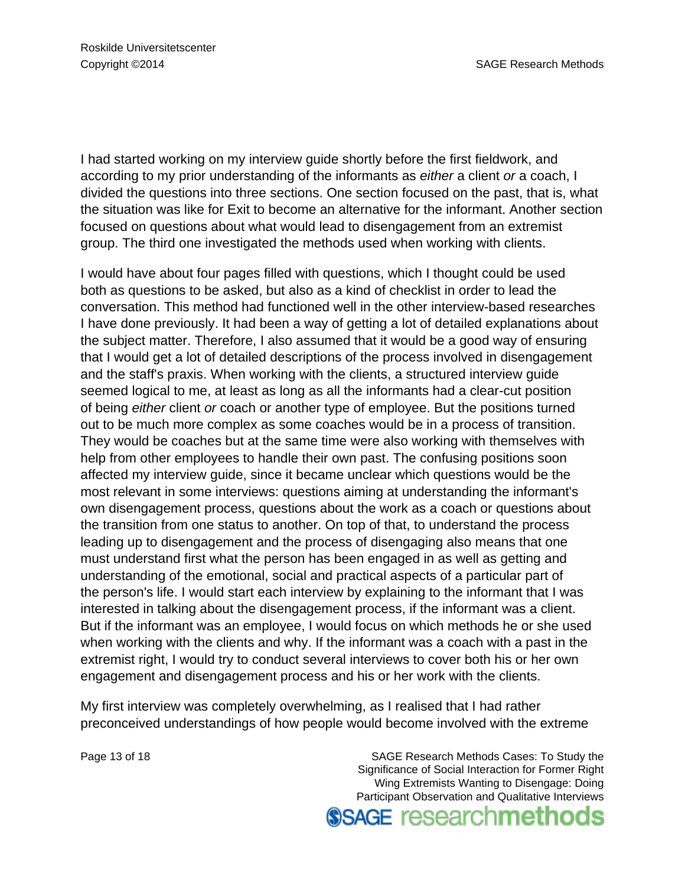I had started working on my interview guide shortly before the first fieldwork, and according to my prior understanding of the informants as *either* a client *or* a coach, I divided the questions into three sections. One section focused on the past, that is, what the situation was like for Exit to become an alternative for the informant. Another section focused on questions about what would lead to disengagement from an extremist group. The third one investigated the methods used when working with clients.

I would have about four pages filled with questions, which I thought could be used both as questions to be asked, but also as a kind of checklist in order to lead the conversation. This method had functioned well in the other interview-based researches I have done previously. It had been a way of getting a lot of detailed explanations about the subject matter. Therefore, I also assumed that it would be a good way of ensuring that I would get a lot of detailed descriptions of the process involved in disengagement and the staff's praxis. When working with the clients, a structured interview guide seemed logical to me, at least as long as all the informants had a clear-cut position of being *either* client *or* coach or another type of employee. But the positions turned out to be much more complex as some coaches would be in a process of transition. They would be coaches but at the same time were also working with themselves with help from other employees to handle their own past. The confusing positions soon affected my interview guide, since it became unclear which questions would be the most relevant in some interviews: questions aiming at understanding the informant's own disengagement process, questions about the work as a coach or questions about the transition from one status to another. On top of that, to understand the process leading up to disengagement and the process of disengaging also means that one must understand first what the person has been engaged in as well as getting and understanding of the emotional, social and practical aspects of a particular part of the person's life. I would start each interview by explaining to the informant that I was interested in talking about the disengagement process, if the informant was a client. But if the informant was an employee, I would focus on which methods he or she used when working with the clients and why. If the informant was a coach with a past in the extremist right, I would try to conduct several interviews to cover both his or her own engagement and disengagement process and his or her work with the clients.

My first interview was completely overwhelming, as I realised that I had rather preconceived understandings of how people would become involved with the extreme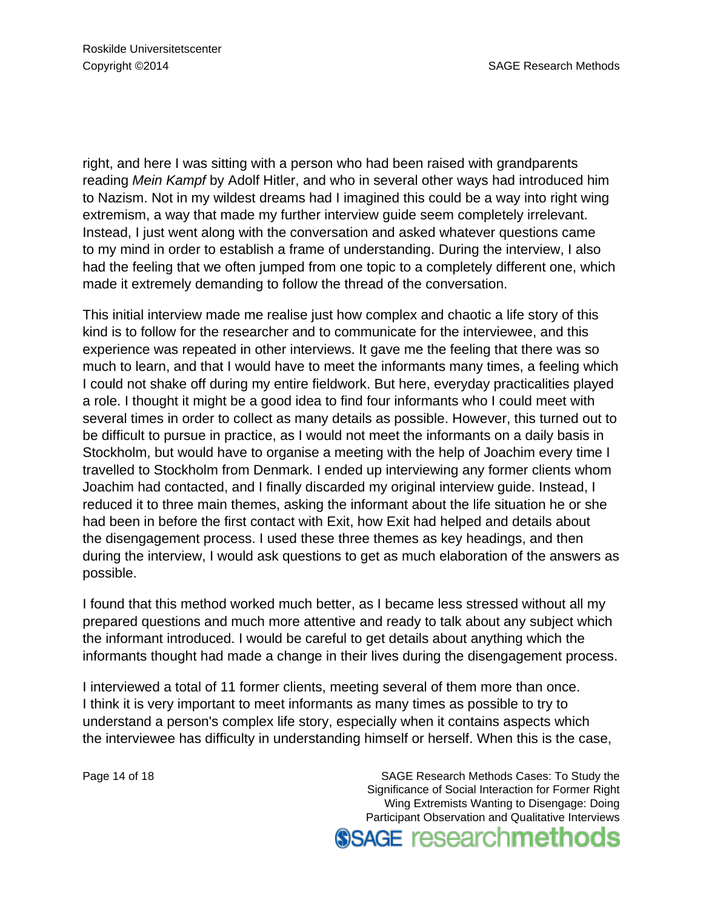right, and here I was sitting with a person who had been raised with grandparents reading *Mein Kampf* by Adolf Hitler, and who in several other ways had introduced him to Nazism. Not in my wildest dreams had I imagined this could be a way into right wing extremism, a way that made my further interview guide seem completely irrelevant. Instead, I just went along with the conversation and asked whatever questions came to my mind in order to establish a frame of understanding. During the interview, I also had the feeling that we often jumped from one topic to a completely different one, which made it extremely demanding to follow the thread of the conversation.

This initial interview made me realise just how complex and chaotic a life story of this kind is to follow for the researcher and to communicate for the interviewee, and this experience was repeated in other interviews. It gave me the feeling that there was so much to learn, and that I would have to meet the informants many times, a feeling which I could not shake off during my entire fieldwork. But here, everyday practicalities played a role. I thought it might be a good idea to find four informants who I could meet with several times in order to collect as many details as possible. However, this turned out to be difficult to pursue in practice, as I would not meet the informants on a daily basis in Stockholm, but would have to organise a meeting with the help of Joachim every time I travelled to Stockholm from Denmark. I ended up interviewing any former clients whom Joachim had contacted, and I finally discarded my original interview guide. Instead, I reduced it to three main themes, asking the informant about the life situation he or she had been in before the first contact with Exit, how Exit had helped and details about the disengagement process. I used these three themes as key headings, and then during the interview, I would ask questions to get as much elaboration of the answers as possible.

I found that this method worked much better, as I became less stressed without all my prepared questions and much more attentive and ready to talk about any subject which the informant introduced. I would be careful to get details about anything which the informants thought had made a change in their lives during the disengagement process.

I interviewed a total of 11 former clients, meeting several of them more than once. I think it is very important to meet informants as many times as possible to try to understand a person's complex life story, especially when it contains aspects which the interviewee has difficulty in understanding himself or herself. When this is the case,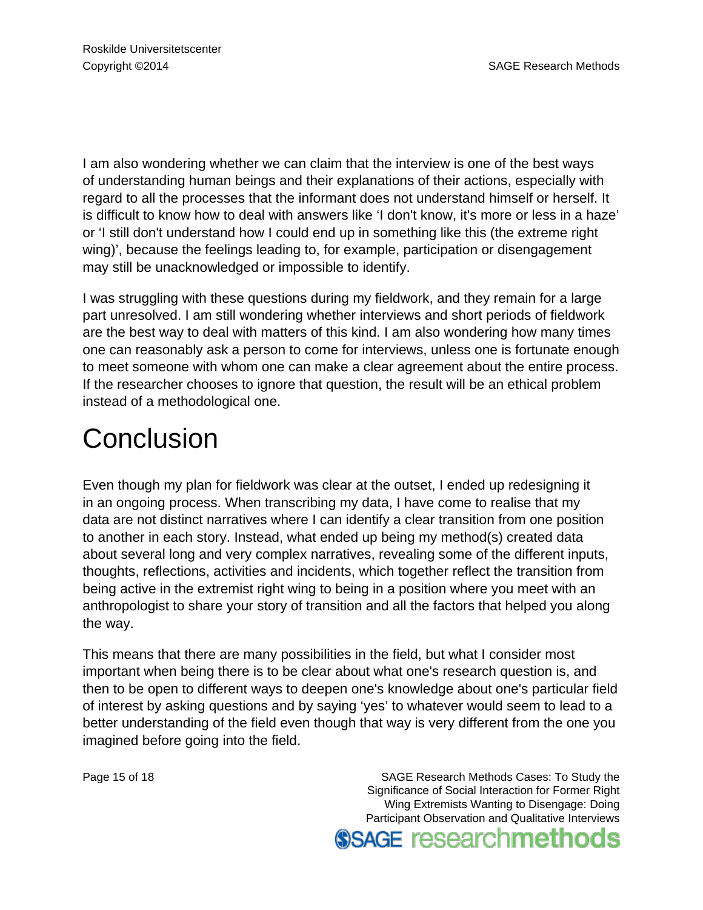I am also wondering whether we can claim that the interview is one of the best ways of understanding human beings and their explanations of their actions, especially with regard to all the processes that the informant does not understand himself or herself. It is difficult to know how to deal with answers like ‘I don't know, it's more or less in a haze’ or ‘I still don't understand how I could end up in something like this (the extreme right wing)’, because the feelings leading to, for example, participation or disengagement may still be unacknowledged or impossible to identify.

I was struggling with these questions during my fieldwork, and they remain for a large part unresolved. I am still wondering whether interviews and short periods of fieldwork are the best way to deal with matters of this kind. I am also wondering how many times one can reasonably ask a person to come for interviews, unless one is fortunate enough to meet someone with whom one can make a clear agreement about the entire process. If the researcher chooses to ignore that question, the result will be an ethical problem instead of a methodological one.

# Conclusion

Even though my plan for fieldwork was clear at the outset, I ended up redesigning it in an ongoing process. When transcribing my data, I have come to realise that my data are not distinct narratives where I can identify a clear transition from one position to another in each story. Instead, what ended up being my method(s) created data about several long and very complex narratives, revealing some of the different inputs, thoughts, reflections, activities and incidents, which together reflect the transition from being active in the extremist right wing to being in a position where you meet with an anthropologist to share your story of transition and all the factors that helped you along the way.

This means that there are many possibilities in the field, but what I consider most important when being there is to be clear about what one's research question is, and then to be open to different ways to deepen one's knowledge about one's particular field of interest by asking questions and by saying ‘yes’ to whatever would seem to lead to a better understanding of the field even though that way is very different from the one you imagined before going into the field.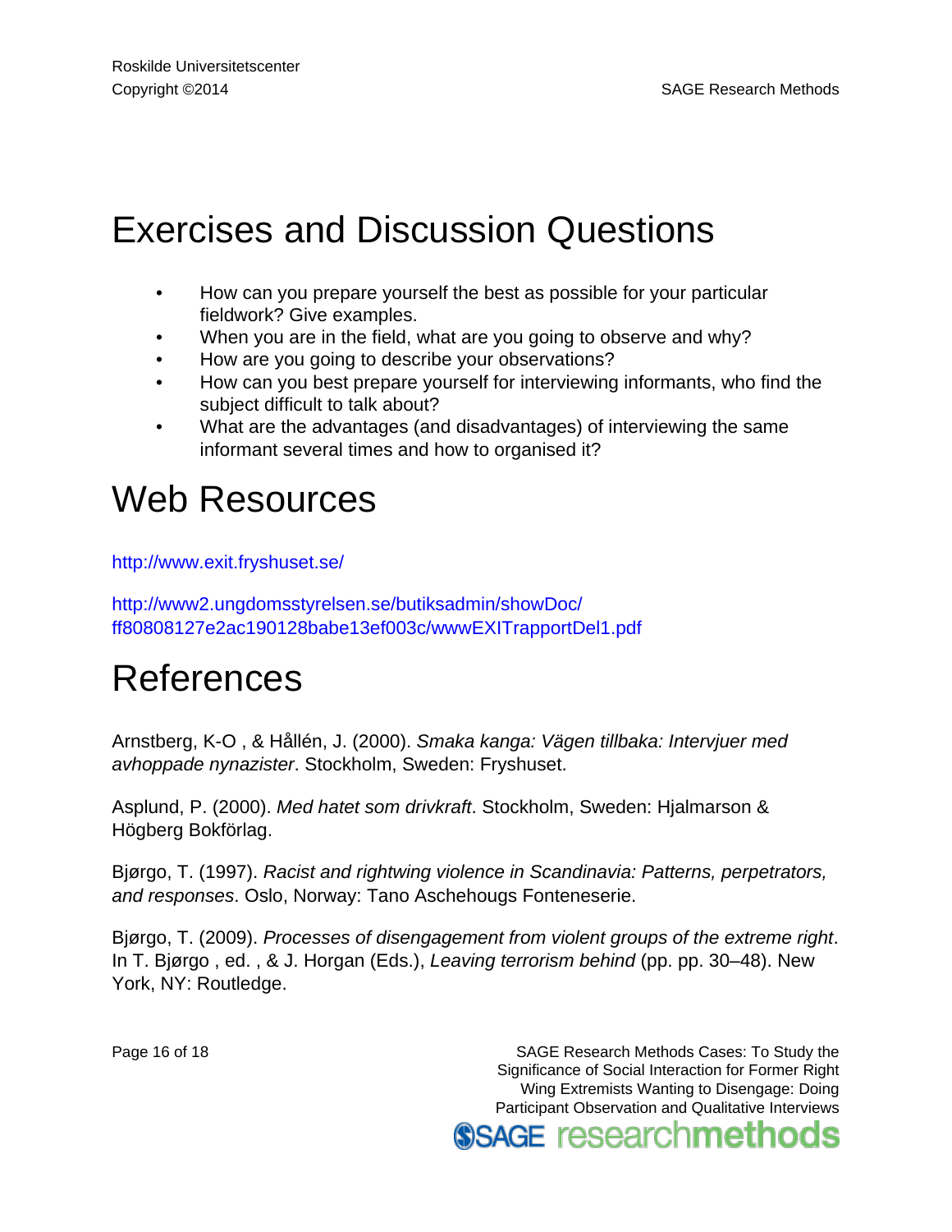## Exercises and Discussion Questions

- How can you prepare yourself the best as possible for your particular fieldwork? Give examples.
- When you are in the field, what are you going to observe and why?
- How are you going to describe your observations?
- How can you best prepare yourself for interviewing informants, who find the subject difficult to talk about?
- What are the advantages (and disadvantages) of interviewing the same informant several times and how to organised it?

## Web Resources

http://www.exit.fryshuset.se/

http://www2.ungdomsstyrelsen.se/butiksadmin/showDoc/ff80808127e2ac190128babe13ef003c/wwwEXITrapportDel1.pdf

## References

Arnstberg, K-O , & Hållén, J. (2000). *Smaka kanga: Vägen tillbaka: Intervjuer med avhoppade nynazister*. Stockholm, Sweden: Fryshuset.

Asplund, P. (2000). *Med hatet som drivkraft*. Stockholm, Sweden: Hjalmarson & Högberg Bokförlag.

Bjørgo, T. (1997). *Racist and rightwing violence in Scandinavia: Patterns, perpetrators, and responses*. Oslo, Norway: Tano Aschehougs Fonteneserie.

Bjørgo, T. (2009). *Processes of disengagement from violent groups of the extreme right*. In T. Bjørgo , ed. , & J. Horgan (Eds.), *Leaving terrorism behind* (pp. pp. 30–48). New York, NY: Routledge.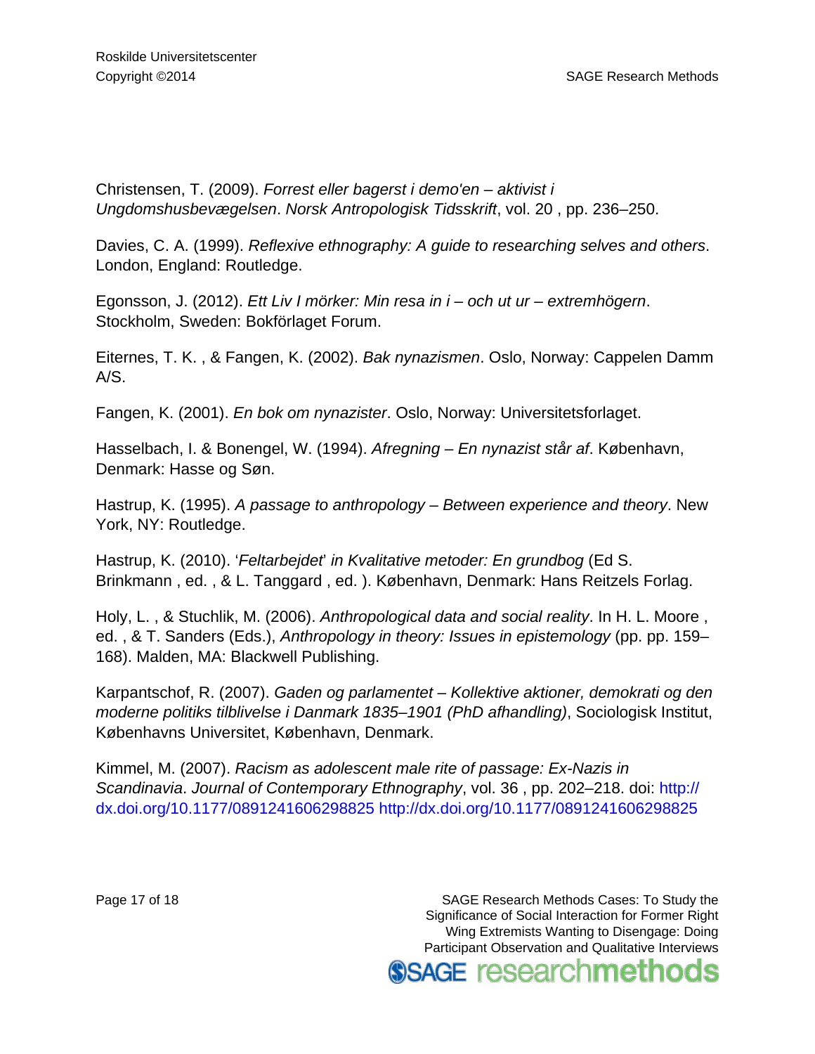Christensen, T. (2009). *Forrest eller bagerst i demo'en – aktivist i Ungdomshusbevægelsen*. *Norsk Antropologisk Tidsskrift*, vol. 20 , pp. 236–250.

Davies, C. A. (1999). *Reflexive ethnography: A guide to researching selves and others*. London, England: Routledge.

Egonsson, J. (2012). *Ett Liv I mörker: Min resa in i – och ut ur – extremhögern*. Stockholm, Sweden: Bokförlaget Forum.

Eiternes, T. K. , & Fangen, K. (2002). *Bak nynazismen*. Oslo, Norway: Cappelen Damm A/S.

Fangen, K. (2001). *En bok om nynazister*. Oslo, Norway: Universitetsforlaget.

Hasselbach, I. & Bonengel, W. (1994). *Afregning – En nynazist står af*. København, Denmark: Hasse og Søn.

Hastrup, K. (1995). *A passage to anthropology – Between experience and theory*. New York, NY: Routledge.

Hastrup, K. (2010). '*Feltarbejdet*' *in Kvalitative metoder: En grundbog* (Ed S. Brinkmann , ed. , & L. Tanggard , ed. ). København, Denmark: Hans Reitzels Forlag.

Holy, L. , & Stuchlik, M. (2006). *Anthropological data and social reality*. In H. L. Moore , ed. , & T. Sanders (Eds.), *Anthropology in theory: Issues in epistemology* (pp. pp. 159–168). Malden, MA: Blackwell Publishing.

Karpantschof, R. (2007). *Gaden og parlamentet – Kollektive aktioner, demokrati og den moderne politiks tilblivelse i Danmark 1835–1901 (PhD afhandling)*, Sociologisk Institut, Københavns Universitet, København, Denmark.

Kimmel, M. (2007). *Racism as adolescent male rite of passage: Ex-Nazis in Scandinavia*. *Journal of Contemporary Ethnography*, vol. 36 , pp. 202–218. doi: http://dx.doi.org/10.1177/0891241606298825 http://dx.doi.org/10.1177/0891241606298825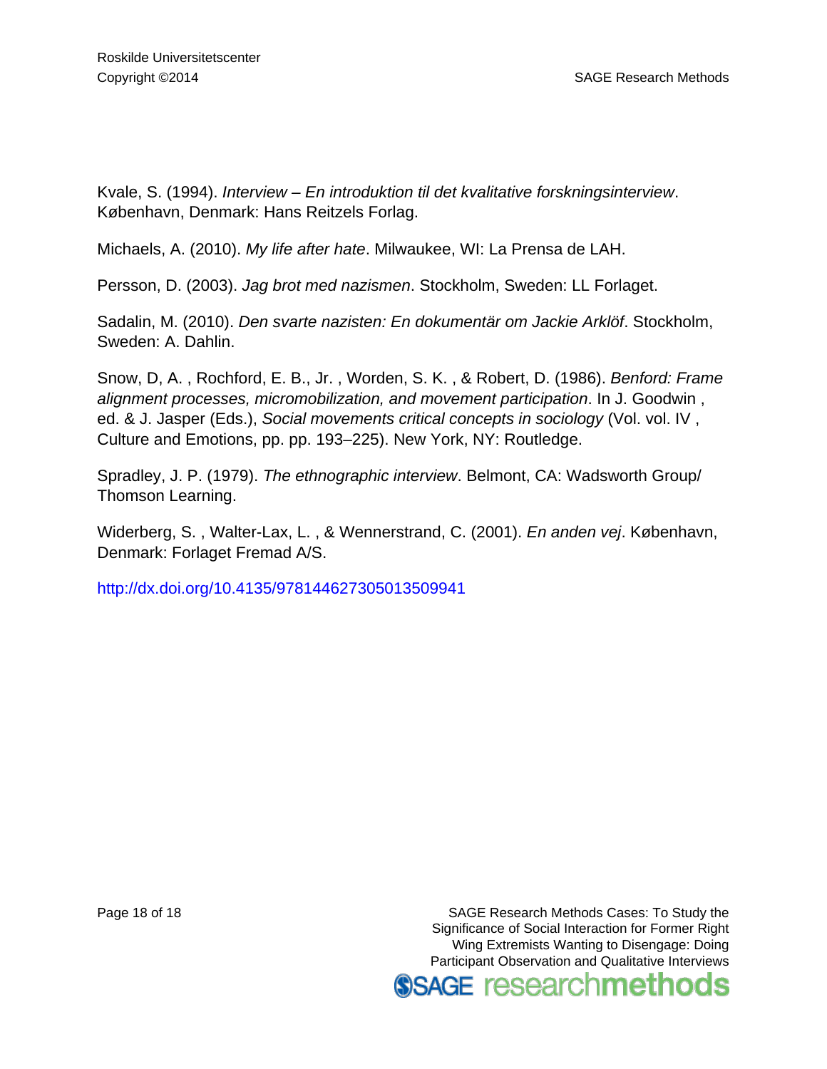Kvale, S. (1994). *Interview – En introduktion til det kvalitative forskningsinterview*. København, Denmark: Hans Reitzels Forlag.

Michaels, A. (2010). *My life after hate*. Milwaukee, WI: La Prensa de LAH.

Persson, D. (2003). *Jag brot med nazismen*. Stockholm, Sweden: LL Forlaget.

Sadalin, M. (2010). *Den svarte nazisten: En dokumentär om Jackie Arklöf*. Stockholm, Sweden: A. Dahlin.

Snow, D, A. , Rochford, E. B., Jr. , Worden, S. K. , & Robert, D. (1986). *Benford: Frame alignment processes, micromobilization, and movement participation*. In J. Goodwin , ed. & J. Jasper (Eds.), *Social movements critical concepts in sociology* (Vol. vol. IV , Culture and Emotions, pp. pp. 193–225). New York, NY: Routledge.

Spradley, J. P. (1979). *The ethnographic interview*. Belmont, CA: Wadsworth Group/ Thomson Learning.

Widerberg, S. , Walter-Lax, L. , & Wennerstrand, C. (2001). *En anden vej*. København, Denmark: Forlaget Fremad A/S.

http://dx.doi.org/10.4135/978144627305013509941